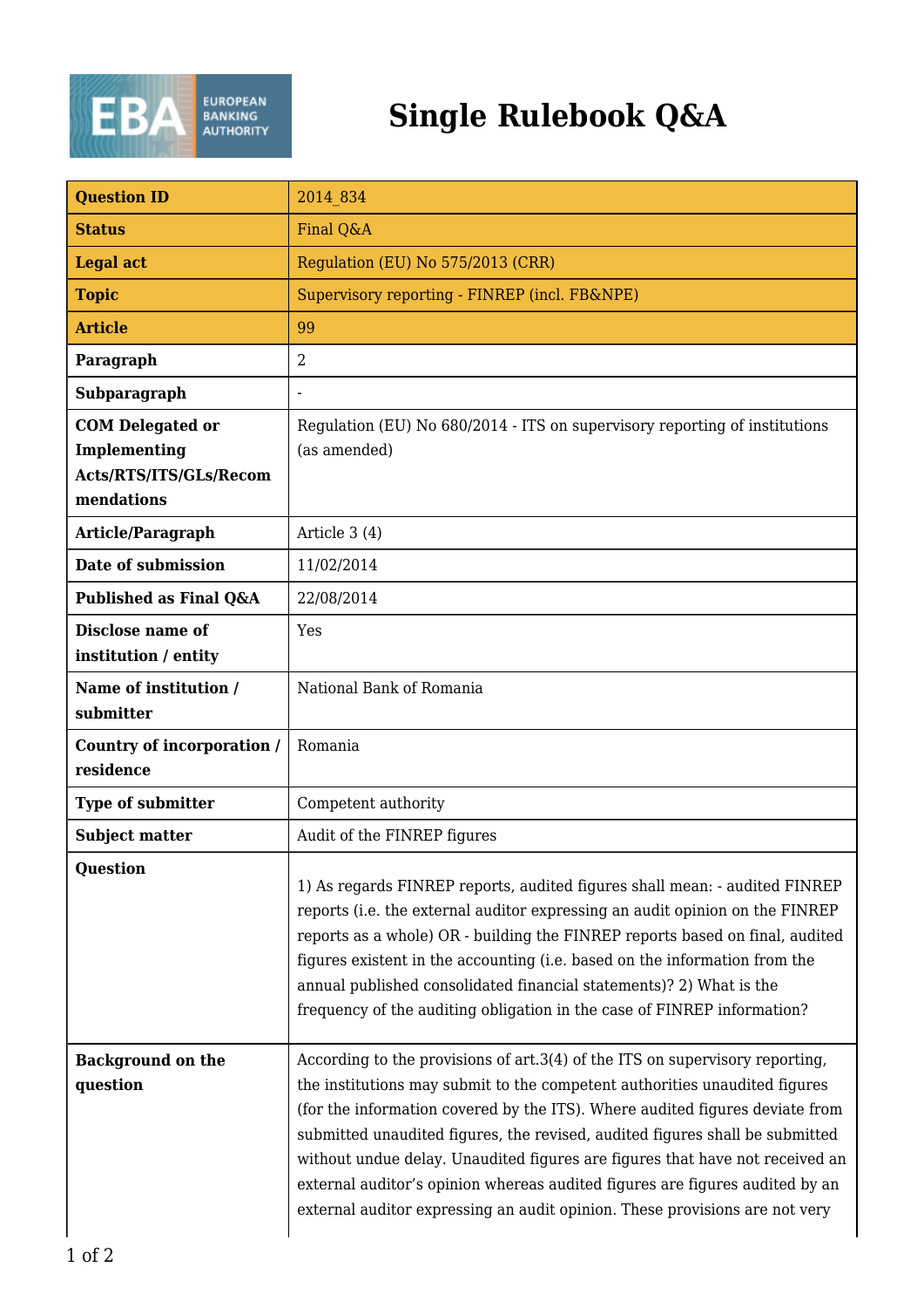# Single Rulebook Q&A

| Question ID | 2014_834 |
|---|---|
| Status | Final Q&A |
| Legal act | Regulation (EU) No 575/2013 (CRR) |
| Topic | Supervisory reporting - FINREP (incl. FB&NPE) |
| Article | 99 |
| Paragraph | 2 |
| Subparagraph | - |
| COM Delegated or Implementing Acts/RTS/ITS/GLs/Recommendations | Regulation (EU) No 680/2014 - ITS on supervisory reporting of institutions (as amended) |
| Article/Paragraph | Article 3 (4) |
| Date of submission | 11/02/2014 |
| Published as Final Q&A | 22/08/2014 |
| Disclose name of institution / entity | Yes |
| Name of institution / submitter | National Bank of Romania |
| Country of incorporation / residence | Romania |
| Type of submitter | Competent authority |
| Subject matter | Audit of the FINREP figures |
| Question | 1) As regards FINREP reports, audited figures shall mean: - audited FINREP reports (i.e. the external auditor expressing an audit opinion on the FINREP reports as a whole) OR - building the FINREP reports based on final, audited figures existent in the accounting (i.e. based on the information from the annual published consolidated financial statements)? 2) What is the frequency of the auditing obligation in the case of FINREP information? |
| Background on the question | According to the provisions of art.3(4) of the ITS on supervisory reporting, the institutions may submit to the competent authorities unaudited figures (for the information covered by the ITS). Where audited figures deviate from submitted unaudited figures, the revised, audited figures shall be submitted without undue delay. Unaudited figures are figures that have not received an external auditor's opinion whereas audited figures are figures audited by an external auditor expressing an audit opinion. These provisions are not very |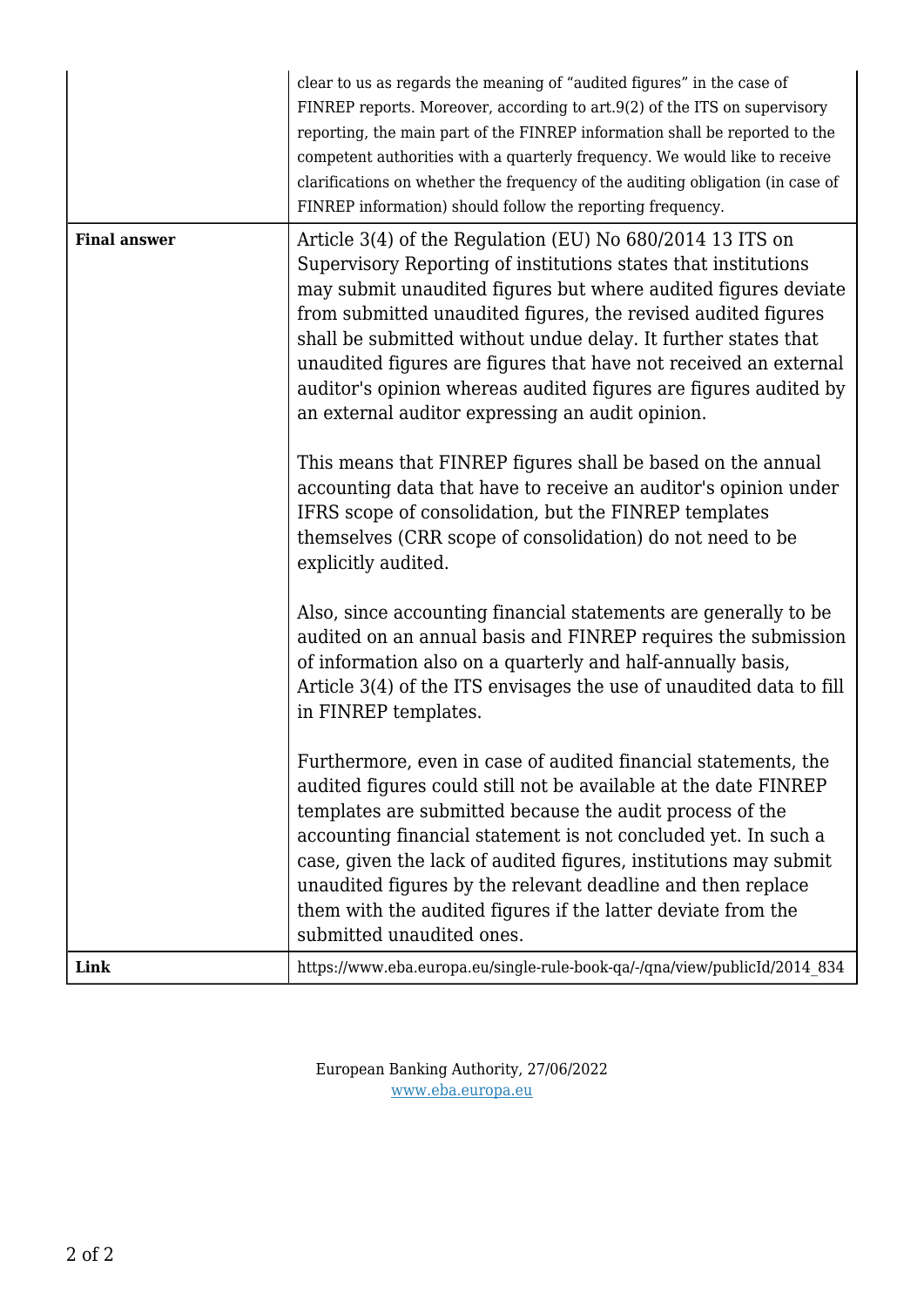| | |
|---|---|
| | clear to us as regards the meaning of "audited figures" in the case of FINREP reports. Moreover, according to art.9(2) of the ITS on supervisory reporting, the main part of the FINREP information shall be reported to the competent authorities with a quarterly frequency. We would like to receive clarifications on whether the frequency of the auditing obligation (in case of FINREP information) should follow the reporting frequency. |
| **Final answer** | Article 3(4) of the Regulation (EU) No 680/2014 13 ITS on Supervisory Reporting of institutions states that institutions may submit unaudited figures but where audited figures deviate from submitted unaudited figures, the revised audited figures shall be submitted without undue delay. It further states that unaudited figures are figures that have not received an external auditor's opinion whereas audited figures are figures audited by an external auditor expressing an audit opinion.<br><br>This means that FINREP figures shall be based on the annual accounting data that have to receive an auditor's opinion under IFRS scope of consolidation, but the FINREP templates themselves (CRR scope of consolidation) do not need to be explicitly audited.<br><br>Also, since accounting financial statements are generally to be audited on an annual basis and FINREP requires the submission of information also on a quarterly and half-annually basis, Article 3(4) of the ITS envisages the use of unaudited data to fill in FINREP templates.<br><br>Furthermore, even in case of audited financial statements, the audited figures could still not be available at the date FINREP templates are submitted because the audit process of the accounting financial statement is not concluded yet. In such a case, given the lack of audited figures, institutions may submit unaudited figures by the relevant deadline and then replace them with the audited figures if the latter deviate from the submitted unaudited ones. |
| **Link** | https://www.eba.europa.eu/single-rule-book-qa/-/qna/view/publicId/2014_834 |

European Banking Authority, 27/06/2022
www.eba.europa.eu